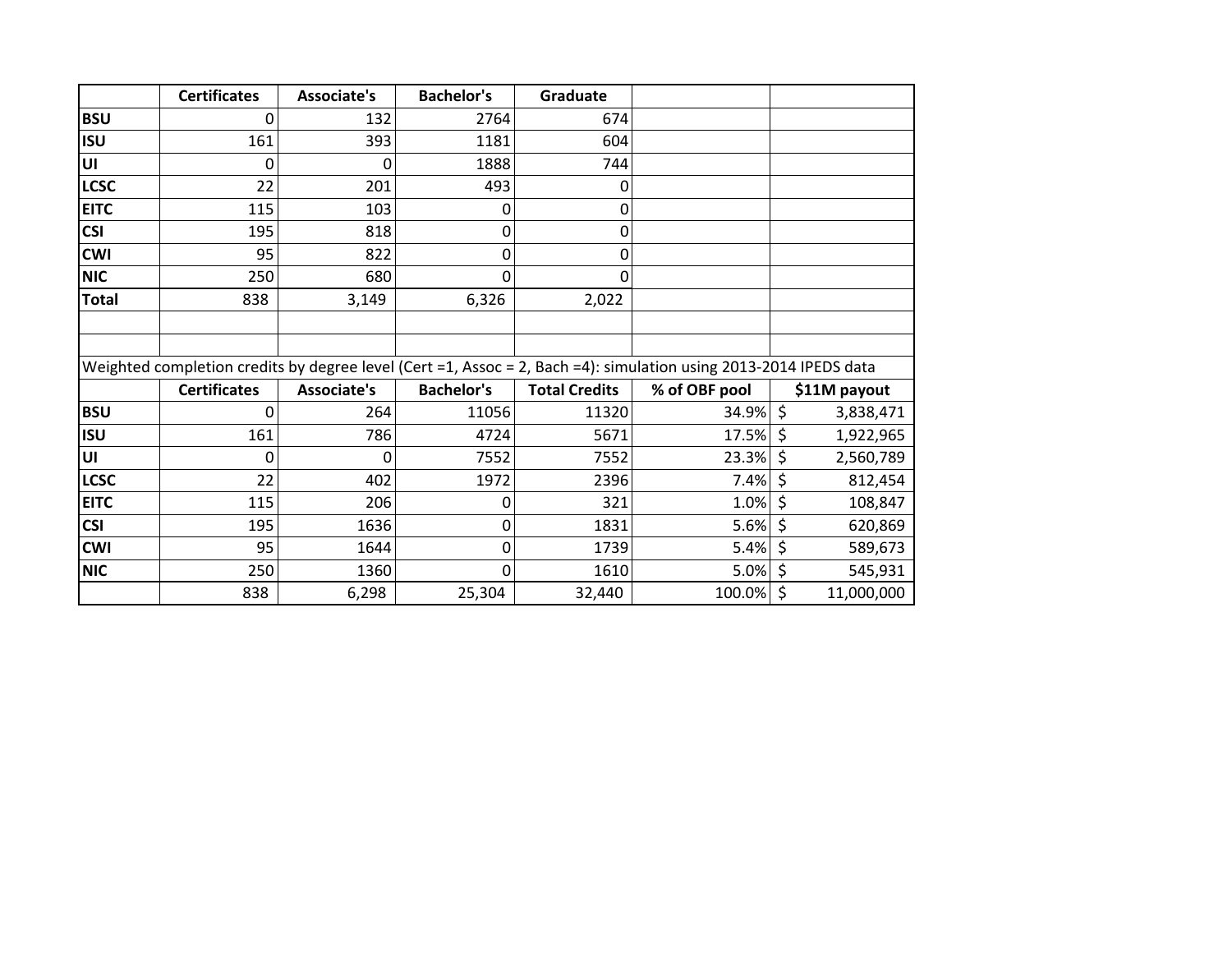| | Certificates | Associate's | Bachelor's | Graduate | | |
|---|---|---|---|---|---|---|
| BSU | 0 | 132 | 2764 | 674 | | |
| ISU | 161 | 393 | 1181 | 604 | | |
| UI | 0 | 0 | 1888 | 744 | | |
| LCSC | 22 | 201 | 493 | 0 | | |
| EITC | 115 | 103 | 0 | 0 | | |
| CSI | 195 | 818 | 0 | 0 | | |
| CWI | 95 | 822 | 0 | 0 | | |
| NIC | 250 | 680 | 0 | 0 | | |
| Total | 838 | 3,149 | 6,326 | 2,022 | | |

Weighted completion credits by degree level (Cert =1, Assoc = 2, Bach =4): simulation using 2013-2014 IPEDS data

| | Certificates | Associate's | Bachelor's | Total Credits | % of OBF pool | $11M payout |
|---|---|---|---|---|---|---|
| BSU | 0 | 264 | 11056 | 11320 | 34.9% | $ 3,838,471 |
| ISU | 161 | 786 | 4724 | 5671 | 17.5% | $ 1,922,965 |
| UI | 0 | 0 | 7552 | 7552 | 23.3% | $ 2,560,789 |
| LCSC | 22 | 402 | 1972 | 2396 | 7.4% | $ 812,454 |
| EITC | 115 | 206 | 0 | 321 | 1.0% | $ 108,847 |
| CSI | 195 | 1636 | 0 | 1831 | 5.6% | $ 620,869 |
| CWI | 95 | 1644 | 0 | 1739 | 5.4% | $ 589,673 |
| NIC | 250 | 1360 | 0 | 1610 | 5.0% | $ 545,931 |
| | 838 | 6,298 | 25,304 | 32,440 | 100.0% | $ 11,000,000 |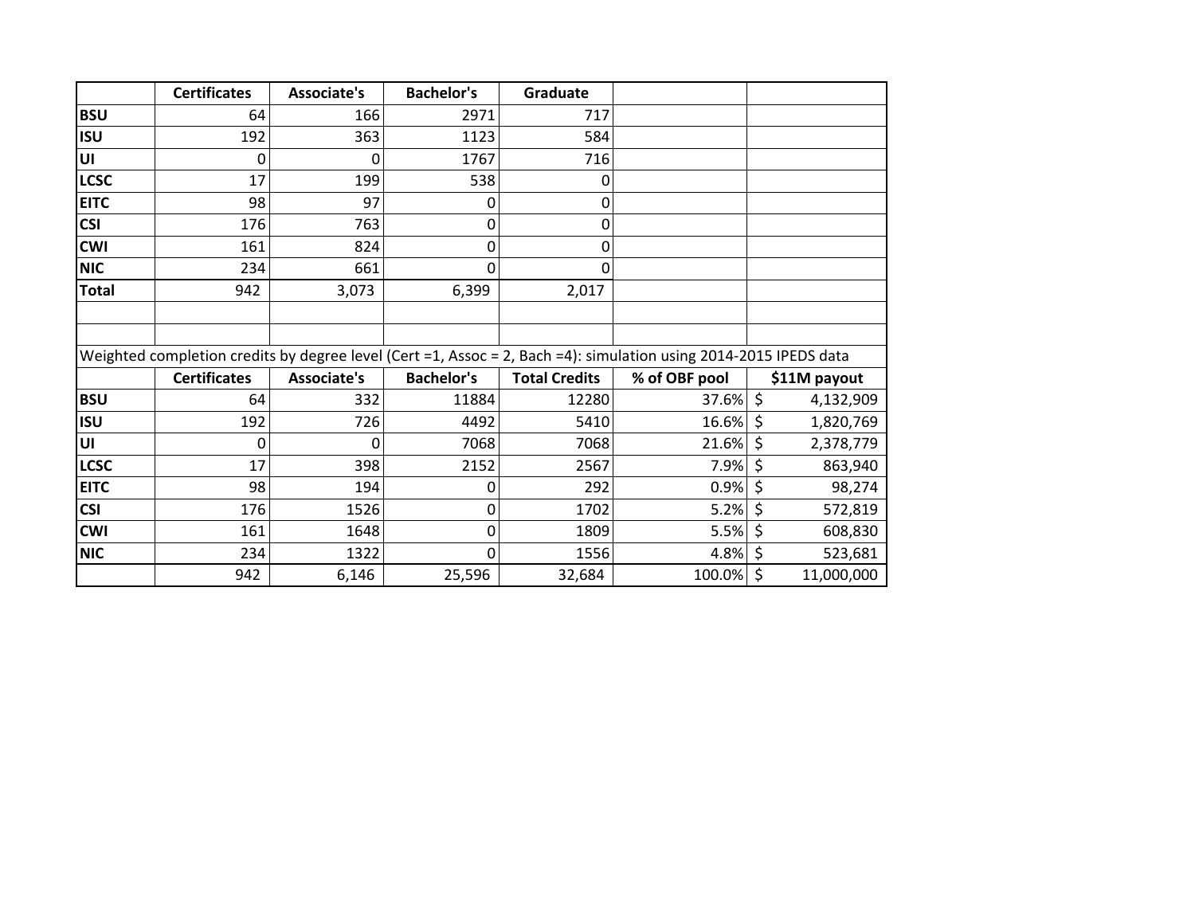| | Certificates | Associate's | Bachelor's | Graduate | | |
|---|---|---|---|---|---|---|
| BSU | 64 | 166 | 2971 | 717 | | |
| ISU | 192 | 363 | 1123 | 584 | | |
| UI | 0 | 0 | 1767 | 716 | | |
| LCSC | 17 | 199 | 538 | 0 | | |
| EITC | 98 | 97 | 0 | 0 | | |
| CSI | 176 | 763 | 0 | 0 | | |
| CWI | 161 | 824 | 0 | 0 | | |
| NIC | 234 | 661 | 0 | 0 | | |
| Total | 942 | 3,073 | 6,399 | 2,017 | | |
| | | | | | | |
| | | | | | | |
| Weighted completion credits by degree level (Cert =1, Assoc = 2, Bach =4): simulation using 2014-2015 IPEDS data | | | | | | |
| | Certificates | Associate's | Bachelor's | Total Credits | % of OBF pool | $11M payout |
| BSU | 64 | 332 | 11884 | 12280 | 37.6% | $ 4,132,909 |
| ISU | 192 | 726 | 4492 | 5410 | 16.6% | $ 1,820,769 |
| UI | 0 | 0 | 7068 | 7068 | 21.6% | $ 2,378,779 |
| LCSC | 17 | 398 | 2152 | 2567 | 7.9% | $ 863,940 |
| EITC | 98 | 194 | 0 | 292 | 0.9% | $ 98,274 |
| CSI | 176 | 1526 | 0 | 1702 | 5.2% | $ 572,819 |
| CWI | 161 | 1648 | 0 | 1809 | 5.5% | $ 608,830 |
| NIC | 234 | 1322 | 0 | 1556 | 4.8% | $ 523,681 |
| | 942 | 6,146 | 25,596 | 32,684 | 100.0% | $ 11,000,000 |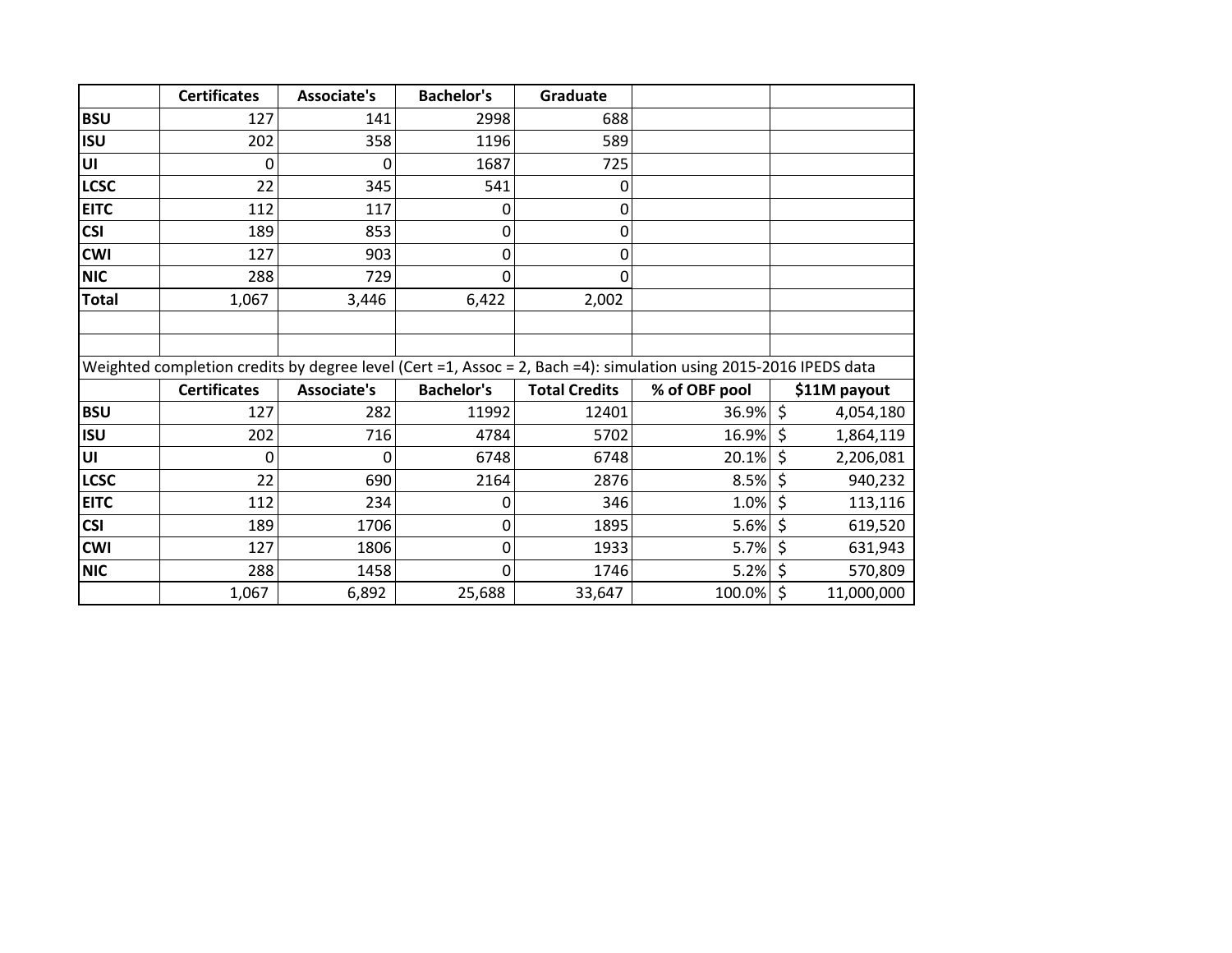| | Certificates | Associate's | Bachelor's | Graduate | | |
|---|---|---|---|---|---|---|
| BSU | 127 | 141 | 2998 | 688 | | |
| ISU | 202 | 358 | 1196 | 589 | | |
| UI | 0 | 0 | 1687 | 725 | | |
| LCSC | 22 | 345 | 541 | 0 | | |
| EITC | 112 | 117 | 0 | 0 | | |
| CSI | 189 | 853 | 0 | 0 | | |
| CWI | 127 | 903 | 0 | 0 | | |
| NIC | 288 | 729 | 0 | 0 | | |
| Total | 1,067 | 3,446 | 6,422 | 2,002 | | |

Weighted completion credits by degree level (Cert =1, Assoc = 2, Bach =4): simulation using 2015-2016 IPEDS data

| | Certificates | Associate's | Bachelor's | Total Credits | % of OBF pool | $11M payout |
|---|---|---|---|---|---|---|
| BSU | 127 | 282 | 11992 | 12401 | 36.9% | $ 4,054,180 |
| ISU | 202 | 716 | 4784 | 5702 | 16.9% | $ 1,864,119 |
| UI | 0 | 0 | 6748 | 6748 | 20.1% | $ 2,206,081 |
| LCSC | 22 | 690 | 2164 | 2876 | 8.5% | $ 940,232 |
| EITC | 112 | 234 | 0 | 346 | 1.0% | $ 113,116 |
| CSI | 189 | 1706 | 0 | 1895 | 5.6% | $ 619,520 |
| CWI | 127 | 1806 | 0 | 1933 | 5.7% | $ 631,943 |
| NIC | 288 | 1458 | 0 | 1746 | 5.2% | $ 570,809 |
| | 1,067 | 6,892 | 25,688 | 33,647 | 100.0% | $ 11,000,000 |